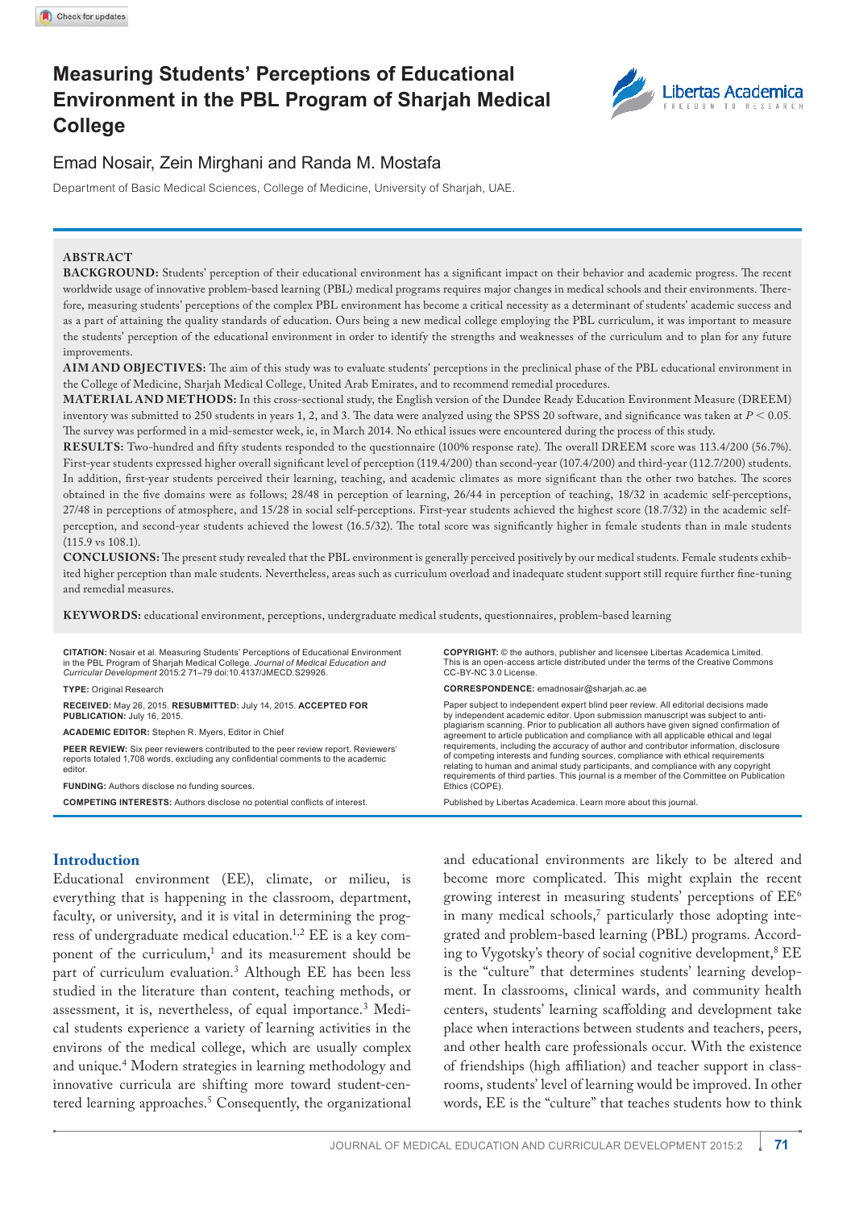# Measuring Students' Perceptions of Educational Environment in the PBL Program of Sharjah Medical College

Emad Nosair, Zein Mirghani and Randa M. Mostafa

Department of Basic Medical Sciences, College of Medicine, University of Sharjah, UAE.

## ABSTRACT

**BACKGROUND:** Students' perception of their educational environment has a significant impact on their behavior and academic progress. The recent worldwide usage of innovative problem-based learning (PBL) medical programs requires major changes in medical schools and their environments. Therefore, measuring students' perceptions of the complex PBL environment has become a critical necessity as a determinant of students' academic success and as a part of attaining the quality standards of education. Ours being a new medical college employing the PBL curriculum, it was important to measure the students' perception of the educational environment in order to identify the strengths and weaknesses of the curriculum and to plan for any future improvements.

**AIM AND OBJECTIVES:** The aim of this study was to evaluate students' perceptions in the preclinical phase of the PBL educational environment in the College of Medicine, Sharjah Medical College, United Arab Emirates, and to recommend remedial procedures.

**MATERIAL AND METHODS:** In this cross-sectional study, the English version of the Dundee Ready Education Environment Measure (DREEM) inventory was submitted to 250 students in years 1, 2, and 3. The data were analyzed using the SPSS 20 software, and significance was taken at $P < 0.05$. The survey was performed in a mid-semester week, ie, in March 2014. No ethical issues were encountered during the process of this study.

**RESULTS:** Two-hundred and fifty students responded to the questionnaire (100% response rate). The overall DREEM score was 113.4/200 (56.7%). First-year students expressed higher overall significant level of perception (119.4/200) than second-year (107.4/200) and third-year (112.7/200) students. In addition, first-year students perceived their learning, teaching, and academic climates as more significant than the other two batches. The scores obtained in the five domains were as follows; 28/48 in perception of learning, 26/44 in perception of teaching, 18/32 in academic self-perceptions, 27/48 in perceptions of atmosphere, and 15/28 in social self-perceptions. First-year students achieved the highest score (18.7/32) in the academic self-perception, and second-year students achieved the lowest (16.5/32). The total score was significantly higher in female students than in male students (115.9 vs 108.1).

**CONCLUSIONS:** The present study revealed that the PBL environment is generally perceived positively by our medical students. Female students exhibited higher perception than male students. Nevertheless, areas such as curriculum overload and inadequate student support still require further fine-tuning and remedial measures.

**KEYWORDS:** educational environment, perceptions, undergraduate medical students, questionnaires, problem-based learning

**CITATION:** Nosair et al. Measuring Students' Perceptions of Educational Environment in the PBL Program of Sharjah Medical College. *Journal of Medical Education and Curricular Development* 2015:2 71–79 doi:10.4137/JMECD.S29926.

**TYPE:** Original Research

**RECEIVED:** May 26, 2015. **RESUBMITTED:** July 14, 2015. **ACCEPTED FOR PUBLICATION:** July 16, 2015.

**ACADEMIC EDITOR:** Stephen R. Myers, Editor in Chief

**PEER REVIEW:** Six peer reviewers contributed to the peer review report. Reviewers' reports totaled 1,708 words, excluding any confidential comments to the academic editor.

**FUNDING:** Authors disclose no funding sources.

**COMPETING INTERESTS:** Authors disclose no potential conflicts of interest.

**COPYRIGHT:** © the authors, publisher and licensee Libertas Academica Limited. This is an open-access article distributed under the terms of the Creative Commons CC-BY-NC 3.0 License.

**CORRESPONDENCE:** emadnosair@sharjah.ac.ae

Paper subject to independent expert blind peer review. All editorial decisions made by independent academic editor. Upon submission manuscript was subject to anti-plagiarism scanning. Prior to publication all authors have given signed confirmation of agreement to article publication and compliance with all applicable ethical and legal requirements, including the accuracy of author and contributor information, disclosure of competing interests and funding sources, compliance with ethical requirements relating to human and animal study participants, and compliance with any copyright requirements of third parties. This journal is a member of the Committee on Publication Ethics (COPE).

Published by Libertas Academica. Learn more about this journal.

## Introduction

Educational environment (EE), climate, or milieu, is everything that is happening in the classroom, department, faculty, or university, and it is vital in determining the progress of undergraduate medical education.[1,2] EE is a key component of the curriculum,[1] and its measurement should be part of curriculum evaluation.[3] Although EE has been less studied in the literature than content, teaching methods, or assessment, it is, nevertheless, of equal importance.[3] Medical students experience a variety of learning activities in the environs of the medical college, which are usually complex and unique.[4] Modern strategies in learning methodology and innovative curricula are shifting more toward student-centered learning approaches.[5] Consequently, the organizational and educational environments are likely to be altered and become more complicated. This might explain the recent growing interest in measuring students' perceptions of EE[6] in many medical schools,[7] particularly those adopting integrated and problem-based learning (PBL) programs. According to Vygotsky's theory of social cognitive development,[8] EE is the "culture" that determines students' learning development. In classrooms, clinical wards, and community health centers, students' learning scaffolding and development take place when interactions between students and teachers, peers, and other health care professionals occur. With the existence of friendships (high affiliation) and teacher support in classrooms, students' level of learning would be improved. In other words, EE is the "culture" that teaches students how to think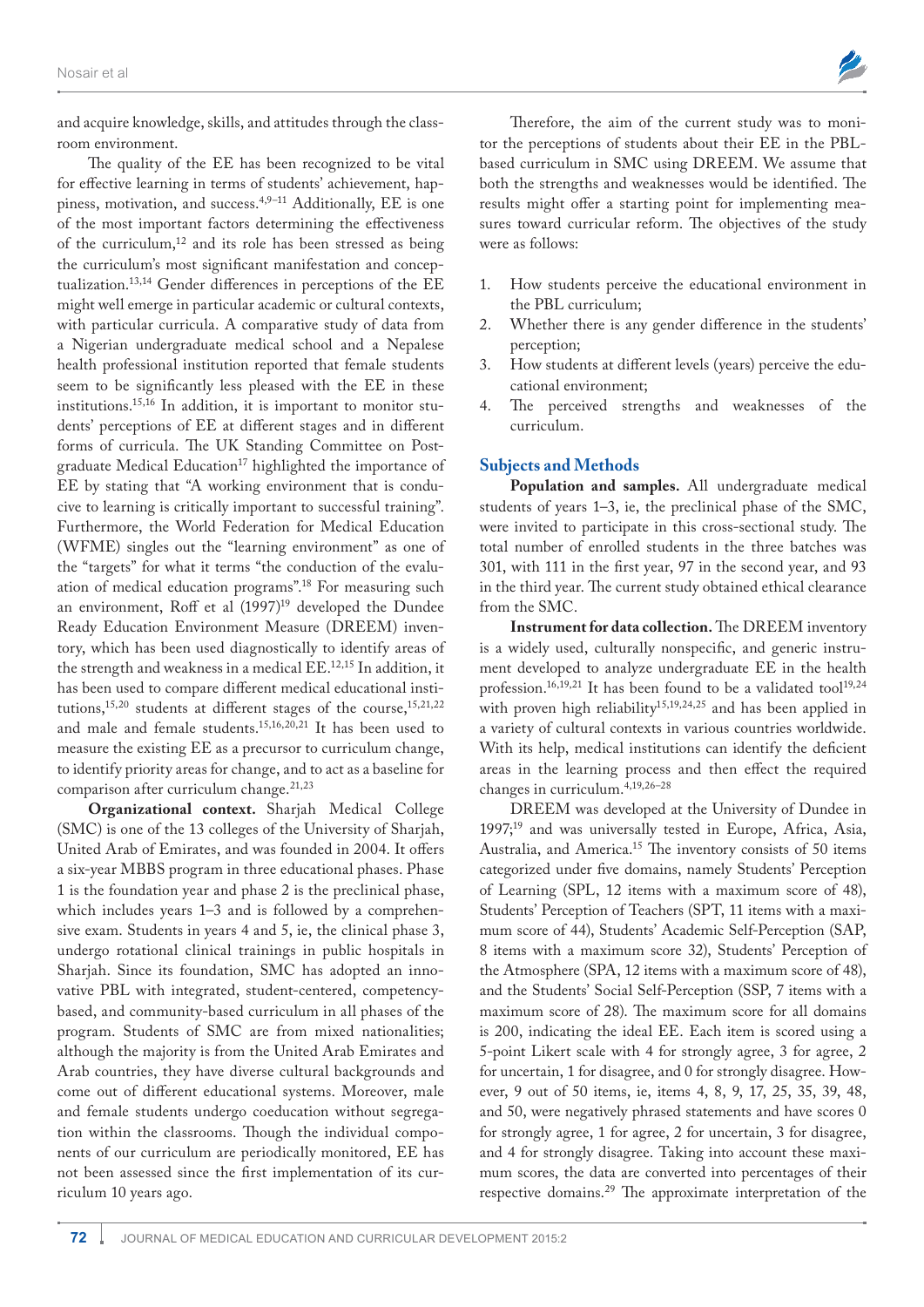and acquire knowledge, skills, and attitudes through the classroom environment.

The quality of the EE has been recognized to be vital for effective learning in terms of students' achievement, happiness, motivation, and success.[4,9–11] Additionally, EE is one of the most important factors determining the effectiveness of the curriculum,[12] and its role has been stressed as being the curriculum's most significant manifestation and conceptualization.[13,14] Gender differences in perceptions of the EE might well emerge in particular academic or cultural contexts, with particular curricula. A comparative study of data from a Nigerian undergraduate medical school and a Nepalese health professional institution reported that female students seem to be significantly less pleased with the EE in these institutions.[15,16] In addition, it is important to monitor students' perceptions of EE at different stages and in different forms of curricula. The UK Standing Committee on Postgraduate Medical Education[17] highlighted the importance of EE by stating that "A working environment that is conducive to learning is critically important to successful training". Furthermore, the World Federation for Medical Education (WFME) singles out the "learning environment" as one of the "targets" for what it terms "the conduction of the evaluation of medical education programs".[18] For measuring such an environment, Roff et al (1997)[19] developed the Dundee Ready Education Environment Measure (DREEM) inventory, which has been used diagnostically to identify areas of the strength and weakness in a medical EE.[12,15] In addition, it has been used to compare different medical educational institutions,[15,20] students at different stages of the course,[15,21,22] and male and female students.[15,16,20,21] It has been used to measure the existing EE as a precursor to curriculum change, to identify priority areas for change, and to act as a baseline for comparison after curriculum change.[21,23]

**Organizational context.** Sharjah Medical College (SMC) is one of the 13 colleges of the University of Sharjah, United Arab of Emirates, and was founded in 2004. It offers a six-year MBBS program in three educational phases. Phase 1 is the foundation year and phase 2 is the preclinical phase, which includes years 1–3 and is followed by a comprehensive exam. Students in years 4 and 5, ie, the clinical phase 3, undergo rotational clinical trainings in public hospitals in Sharjah. Since its foundation, SMC has adopted an innovative PBL with integrated, student-centered, competency-based, and community-based curriculum in all phases of the program. Students of SMC are from mixed nationalities; although the majority is from the United Arab Emirates and Arab countries, they have diverse cultural backgrounds and come out of different educational systems. Moreover, male and female students undergo coeducation without segregation within the classrooms. Though the individual components of our curriculum are periodically monitored, EE has not been assessed since the first implementation of its curriculum 10 years ago.

Therefore, the aim of the current study was to monitor the perceptions of students about their EE in the PBL-based curriculum in SMC using DREEM. We assume that both the strengths and weaknesses would be identified. The results might offer a starting point for implementing measures toward curricular reform. The objectives of the study were as follows:

1. How students perceive the educational environment in the PBL curriculum;
2. Whether there is any gender difference in the students' perception;
3. How students at different levels (years) perceive the educational environment;
4. The perceived strengths and weaknesses of the curriculum.

## Subjects and Methods

**Population and samples.** All undergraduate medical students of years 1–3, ie, the preclinical phase of the SMC, were invited to participate in this cross-sectional study. The total number of enrolled students in the three batches was 301, with 111 in the first year, 97 in the second year, and 93 in the third year. The current study obtained ethical clearance from the SMC.

**Instrument for data collection.** The DREEM inventory is a widely used, culturally nonspecific, and generic instrument developed to analyze undergraduate EE in the health profession.[16,19,21] It has been found to be a validated tool[19,24] with proven high reliability[15,19,24,25] and has been applied in a variety of cultural contexts in various countries worldwide. With its help, medical institutions can identify the deficient areas in the learning process and then effect the required changes in curriculum.[4,19,26–28]

DREEM was developed at the University of Dundee in 1997;[19] and was universally tested in Europe, Africa, Asia, Australia, and America.[15] The inventory consists of 50 items categorized under five domains, namely Students' Perception of Learning (SPL, 12 items with a maximum score of 48), Students' Perception of Teachers (SPT, 11 items with a maximum score of 44), Students' Academic Self-Perception (SAP, 8 items with a maximum score 32), Students' Perception of the Atmosphere (SPA, 12 items with a maximum score of 48), and the Students' Social Self-Perception (SSP, 7 items with a maximum score of 28). The maximum score for all domains is 200, indicating the ideal EE. Each item is scored using a 5-point Likert scale with 4 for strongly agree, 3 for agree, 2 for uncertain, 1 for disagree, and 0 for strongly disagree. However, 9 out of 50 items, ie, items 4, 8, 9, 17, 25, 35, 39, 48, and 50, were negatively phrased statements and have scores 0 for strongly agree, 1 for agree, 2 for uncertain, 3 for disagree, and 4 for strongly disagree. Taking into account these maximum scores, the data are converted into percentages of their respective domains.[29] The approximate interpretation of the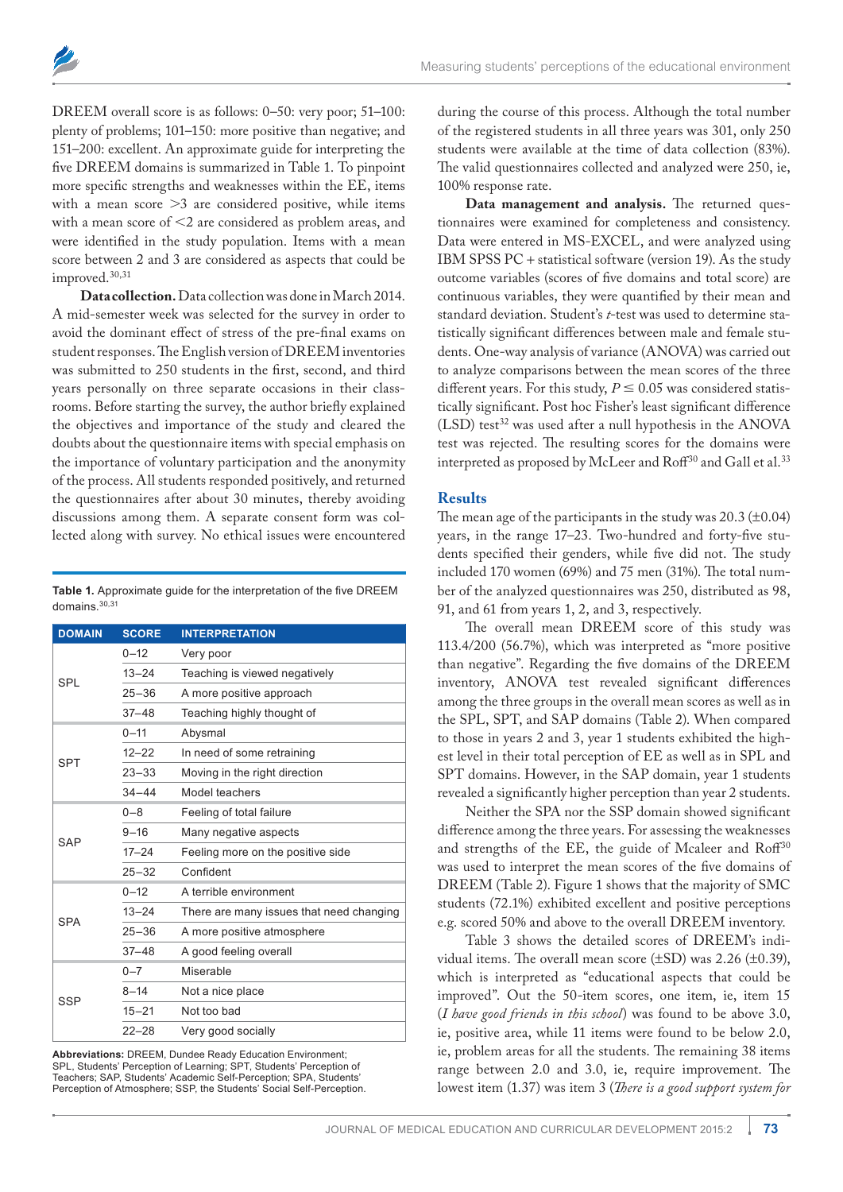DREEM overall score is as follows: 0–50: very poor; 51–100: plenty of problems; 101–150: more positive than negative; and 151–200: excellent. An approximate guide for interpreting the five DREEM domains is summarized in Table 1. To pinpoint more specific strengths and weaknesses within the EE, items with a mean score >3 are considered positive, while items with a mean score of <2 are considered as problem areas, and were identified in the study population. Items with a mean score between 2 and 3 are considered as aspects that could be improved.[30,31]

**Data collection.** Data collection was done in March 2014. A mid-semester week was selected for the survey in order to avoid the dominant effect of stress of the pre-final exams on student responses. The English version of DREEM inventories was submitted to 250 students in the first, second, and third years personally on three separate occasions in their classrooms. Before starting the survey, the author briefly explained the objectives and importance of the study and cleared the doubts about the questionnaire items with special emphasis on the importance of voluntary participation and the anonymity of the process. All students responded positively, and returned the questionnaires after about 30 minutes, thereby avoiding discussions among them. A separate consent form was collected along with survey. No ethical issues were encountered during the course of this process. Although the total number of the registered students in all three years was 301, only 250 students were available at the time of data collection (83%). The valid questionnaires collected and analyzed were 250, ie, 100% response rate.

**Table 1.** Approximate guide for the interpretation of the five DREEM domains.[30,31]

| DOMAIN | SCORE | INTERPRETATION |
|---|---|---|
| SPL | 0–12 | Very poor |
| | 13–24 | Teaching is viewed negatively |
| | 25–36 | A more positive approach |
| | 37–48 | Teaching highly thought of |
| SPT | 0–11 | Abysmal |
| | 12–22 | In need of some retraining |
| | 23–33 | Moving in the right direction |
| | 34–44 | Model teachers |
| SAP | 0–8 | Feeling of total failure |
| | 9–16 | Many negative aspects |
| | 17–24 | Feeling more on the positive side |
| | 25–32 | Confident |
| SPA | 0–12 | A terrible environment |
| | 13–24 | There are many issues that need changing |
| | 25–36 | A more positive atmosphere |
| | 37–48 | A good feeling overall |
| SSP | 0–7 | Miserable |
| | 8–14 | Not a nice place |
| | 15–21 | Not too bad |
| | 22–28 | Very good socially |

**Abbreviations:** DREEM, Dundee Ready Education Environment; SPL, Students' Perception of Learning; SPT, Students' Perception of Teachers; SAP, Students' Academic Self-Perception; SPA, Students' Perception of Atmosphere; SSP, the Students' Social Self-Perception.

**Data management and analysis.** The returned questionnaires were examined for completeness and consistency. Data were entered in MS-EXCEL, and were analyzed using IBM SPSS PC + statistical software (version 19). As the study outcome variables (scores of five domains and total score) are continuous variables, they were quantified by their mean and standard deviation. Student's *t*-test was used to determine statistically significant differences between male and female students. One-way analysis of variance (ANOVA) was carried out to analyze comparisons between the mean scores of the three different years. For this study, $P \leq 0.05$ was considered statistically significant. Post hoc Fisher's least significant difference (LSD) test[32] was used after a null hypothesis in the ANOVA test was rejected. The resulting scores for the domains were interpreted as proposed by McLeer and Roff[30] and Gall et al.[33]

## Results

The mean age of the participants in the study was 20.3 (±0.04) years, in the range 17–23. Two-hundred and forty-five students specified their genders, while five did not. The study included 170 women (69%) and 75 men (31%). The total number of the analyzed questionnaires was 250, distributed as 98, 91, and 61 from years 1, 2, and 3, respectively.

The overall mean DREEM score of this study was 113.4/200 (56.7%), which was interpreted as "more positive than negative". Regarding the five domains of the DREEM inventory, ANOVA test revealed significant differences among the three groups in the overall mean scores as well as in the SPL, SPT, and SAP domains (Table 2). When compared to those in years 2 and 3, year 1 students exhibited the highest level in their total perception of EE as well as in SPL and SPT domains. However, in the SAP domain, year 1 students revealed a significantly higher perception than year 2 students.

Neither the SPA nor the SSP domain showed significant difference among the three years. For assessing the weaknesses and strengths of the EE, the guide of Mcaleer and Roff[30] was used to interpret the mean scores of the five domains of DREEM (Table 2). Figure 1 shows that the majority of SMC students (72.1%) exhibited excellent and positive perceptions e.g. scored 50% and above to the overall DREEM inventory.

Table 3 shows the detailed scores of DREEM's individual items. The overall mean score (±SD) was 2.26 (±0.39), which is interpreted as "educational aspects that could be improved". Out the 50-item scores, one item, ie, item 15 (*I have good friends in this school*) was found to be above 3.0, ie, positive area, while 11 items were found to be below 2.0, ie, problem areas for all the students. The remaining 38 items range between 2.0 and 3.0, ie, require improvement. The lowest item (1.37) was item 3 (*There is a good support system for*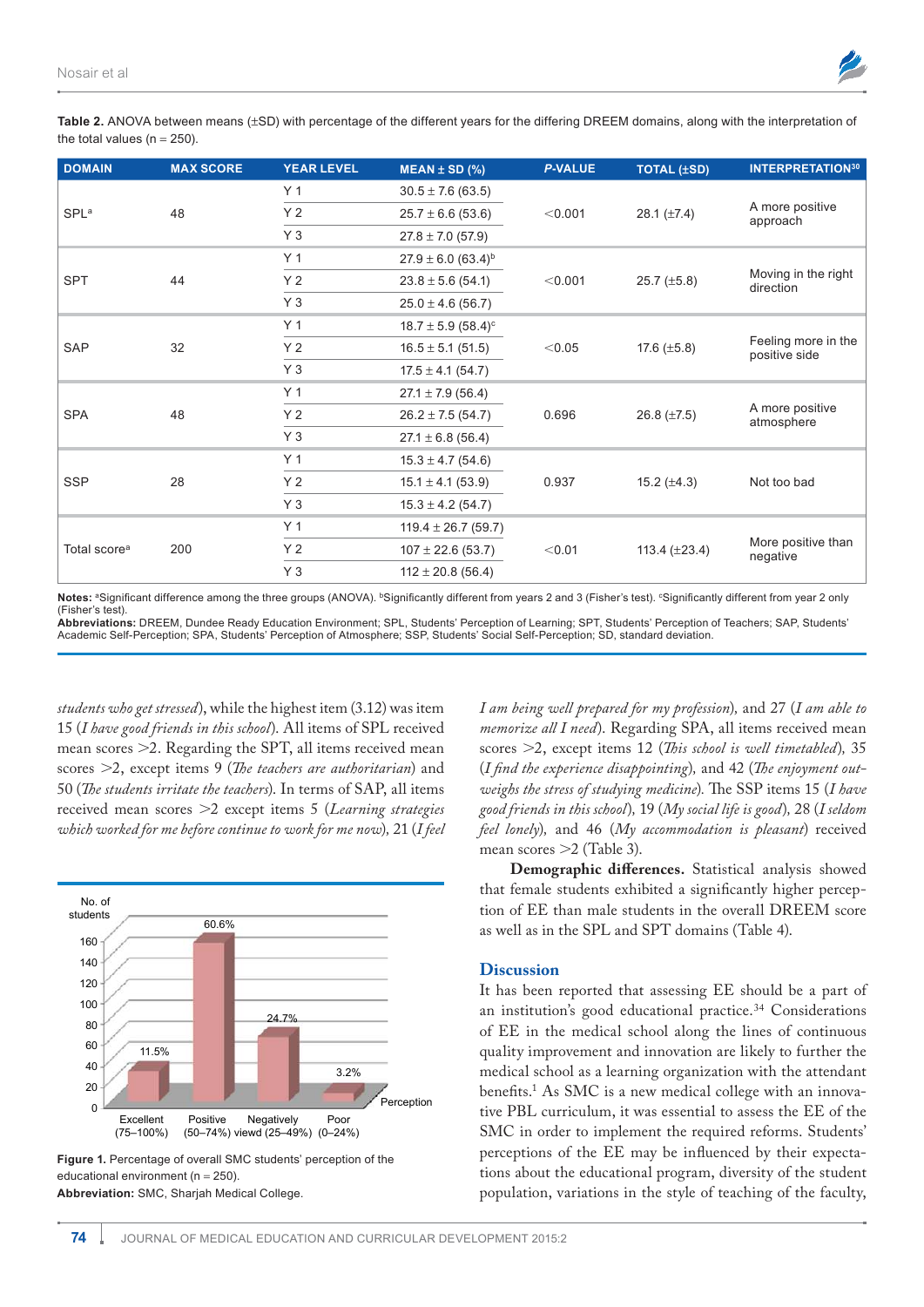**Table 2.** ANOVA between means (±SD) with percentage of the different years for the differing DREEM domains, along with the interpretation of the total values (n = 250).

| DOMAIN | MAX SCORE | YEAR LEVEL | MEAN ± SD (%) | *P*-VALUE | TOTAL (±SD) | INTERPRETATION[30] |
|---|---|---|---|---|---|---|
| SPL[a] | 48 | Y 1 | 30.5 ± 7.6 (63.5) | <0.001 | 28.1 (±7.4) | A more positive approach |
| | | Y 2 | 25.7 ± 6.6 (53.6) | | | |
| | | Y 3 | 27.8 ± 7.0 (57.9) | | | |
| SPT | 44 | Y 1 | 27.9 ± 6.0 (63.4)[b] | <0.001 | 25.7 (±5.8) | Moving in the right direction |
| | | Y 2 | 23.8 ± 5.6 (54.1) | | | |
| | | Y 3 | 25.0 ± 4.6 (56.7) | | | |
| SAP | 32 | Y 1 | 18.7 ± 5.9 (58.4)[c] | <0.05 | 17.6 (±5.8) | Feeling more in the positive side |
| | | Y 2 | 16.5 ± 5.1 (51.5) | | | |
| | | Y 3 | 17.5 ± 4.1 (54.7) | | | |
| SPA | 48 | Y 1 | 27.1 ± 7.9 (56.4) | 0.696 | 26.8 (±7.5) | A more positive atmosphere |
| | | Y 2 | 26.2 ± 7.5 (54.7) | | | |
| | | Y 3 | 27.1 ± 6.8 (56.4) | | | |
| SSP | 28 | Y 1 | 15.3 ± 4.7 (54.6) | 0.937 | 15.2 (±4.3) | Not too bad |
| | | Y 2 | 15.1 ± 4.1 (53.9) | | | |
| | | Y 3 | 15.3 ± 4.2 (54.7) | | | |
| Total score[a] | 200 | Y 1 | 119.4 ± 26.7 (59.7) | <0.01 | 113.4 (±23.4) | More positive than negative |
| | | Y 2 | 107 ± 22.6 (53.7) | | | |
| | | Y 3 | 112 ± 20.8 (56.4) | | | |

**Notes:** [a]Significant difference among the three groups (ANOVA). [b]Significantly different from years 2 and 3 (Fisher's test). [c]Significantly different from year 2 only (Fisher's test).
**Abbreviations:** DREEM, Dundee Ready Education Environment; SPL, Students' Perception of Learning; SPT, Students' Perception of Teachers; SAP, Students' Academic Self-Perception; SPA, Students' Perception of Atmosphere; SSP, Students' Social Self-Perception; SD, standard deviation.

*students who get stressed*), while the highest item (3.12) was item 15 (*I have good friends in this school*). All items of SPL received mean scores >2. Regarding the SPT, all items received mean scores >2, except items 9 (*The teachers are authoritarian*) and 50 (*The students irritate the teachers*). In terms of SAP, all items received mean scores >2 except items 5 (*Learning strategies which worked for me before continue to work for me now*), 21 (*I feel I am being well prepared for my profession*), and 27 (*I am able to memorize all I need*). Regarding SPA, all items received mean scores >2, except items 12 (*This school is well timetabled*), 35 (*I find the experience disappointing*), and 42 (*The enjoyment outweighs the stress of studying medicine*). The SSP items 15 (*I have good friends in this school*), 19 (*My social life is good*), 28 (*I seldom feel lonely*), and 46 (*My accommodation is pleasant*) received mean scores >2 (Table 3).

**Demographic differences.** Statistical analysis showed that female students exhibited a significantly higher perception of EE than male students in the overall DREEM score as well as in the SPL and SPT domains (Table 4).

**Figure 1.** Percentage of overall SMC students' perception of the educational environment (n = 250).
**Abbreviation:** SMC, Sharjah Medical College.

## Discussion

It has been reported that assessing EE should be a part of an institution's good educational practice.[34] Considerations of EE in the medical school along the lines of continuous quality improvement and innovation are likely to further the medical school as a learning organization with the attendant benefits.[1] As SMC is a new medical college with an innovative PBL curriculum, it was essential to assess the EE of the SMC in order to implement the required reforms. Students' perceptions of the EE may be influenced by their expectations about the educational program, diversity of the student population, variations in the style of teaching of the faculty,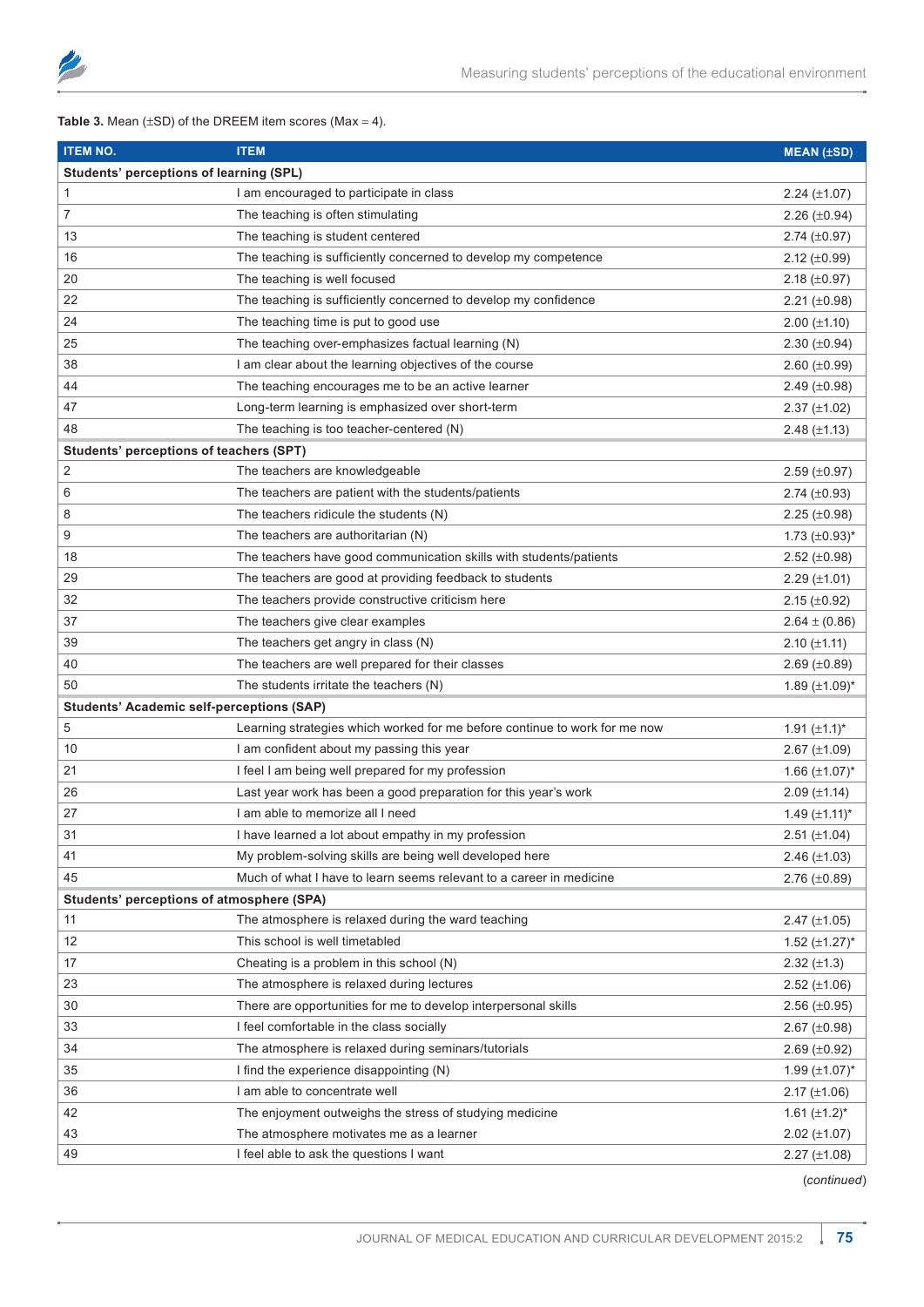**Table 3.** Mean (±SD) of the DREEM item scores (Max = 4).

| ITEM NO. | ITEM | MEAN (±SD) |
|---|---|---|
| **Students' perceptions of learning (SPL)** | | |
| 1 | I am encouraged to participate in class | 2.24 (±1.07) |
| 7 | The teaching is often stimulating | 2.26 (±0.94) |
| 13 | The teaching is student centered | 2.74 (±0.97) |
| 16 | The teaching is sufficiently concerned to develop my competence | 2.12 (±0.99) |
| 20 | The teaching is well focused | 2.18 (±0.97) |
| 22 | The teaching is sufficiently concerned to develop my confidence | 2.21 (±0.98) |
| 24 | The teaching time is put to good use | 2.00 (±1.10) |
| 25 | The teaching over-emphasizes factual learning (N) | 2.30 (±0.94) |
| 38 | I am clear about the learning objectives of the course | 2.60 (±0.99) |
| 44 | The teaching encourages me to be an active learner | 2.49 (±0.98) |
| 47 | Long-term learning is emphasized over short-term | 2.37 (±1.02) |
| 48 | The teaching is too teacher-centered (N) | 2.48 (±1.13) |
| **Students' perceptions of teachers (SPT)** | | |
| 2 | The teachers are knowledgeable | 2.59 (±0.97) |
| 6 | The teachers are patient with the students/patients | 2.74 (±0.93) |
| 8 | The teachers ridicule the students (N) | 2.25 (±0.98) |
| 9 | The teachers are authoritarian (N) | 1.73 (±0.93)* |
| 18 | The teachers have good communication skills with students/patients | 2.52 (±0.98) |
| 29 | The teachers are good at providing feedback to students | 2.29 (±1.01) |
| 32 | The teachers provide constructive criticism here | 2.15 (±0.92) |
| 37 | The teachers give clear examples | 2.64 ± (0.86) |
| 39 | The teachers get angry in class (N) | 2.10 (±1.11) |
| 40 | The teachers are well prepared for their classes | 2.69 (±0.89) |
| 50 | The students irritate the teachers (N) | 1.89 (±1.09)* |
| **Students' Academic self-perceptions (SAP)** | | |
| 5 | Learning strategies which worked for me before continue to work for me now | 1.91 (±1.1)* |
| 10 | I am confident about my passing this year | 2.67 (±1.09) |
| 21 | I feel I am being well prepared for my profession | 1.66 (±1.07)* |
| 26 | Last year work has been a good preparation for this year's work | 2.09 (±1.14) |
| 27 | I am able to memorize all I need | 1.49 (±1.11)* |
| 31 | I have learned a lot about empathy in my profession | 2.51 (±1.04) |
| 41 | My problem-solving skills are being well developed here | 2.46 (±1.03) |
| 45 | Much of what I have to learn seems relevant to a career in medicine | 2.76 (±0.89) |
| **Students' perceptions of atmosphere (SPA)** | | |
| 11 | The atmosphere is relaxed during the ward teaching | 2.47 (±1.05) |
| 12 | This school is well timetabled | 1.52 (±1.27)* |
| 17 | Cheating is a problem in this school (N) | 2.32 (±1.3) |
| 23 | The atmosphere is relaxed during lectures | 2.52 (±1.06) |
| 30 | There are opportunities for me to develop interpersonal skills | 2.56 (±0.95) |
| 33 | I feel comfortable in the class socially | 2.67 (±0.98) |
| 34 | The atmosphere is relaxed during seminars/tutorials | 2.69 (±0.92) |
| 35 | I find the experience disappointing (N) | 1.99 (±1.07)* |
| 36 | I am able to concentrate well | 2.17 (±1.06) |
| 42 | The enjoyment outweighs the stress of studying medicine | 1.61 (±1.2)* |
| 43 | The atmosphere motivates me as a learner | 2.02 (±1.07) |
| 49 | I feel able to ask the questions I want | 2.27 (±1.08) |

(*continued*)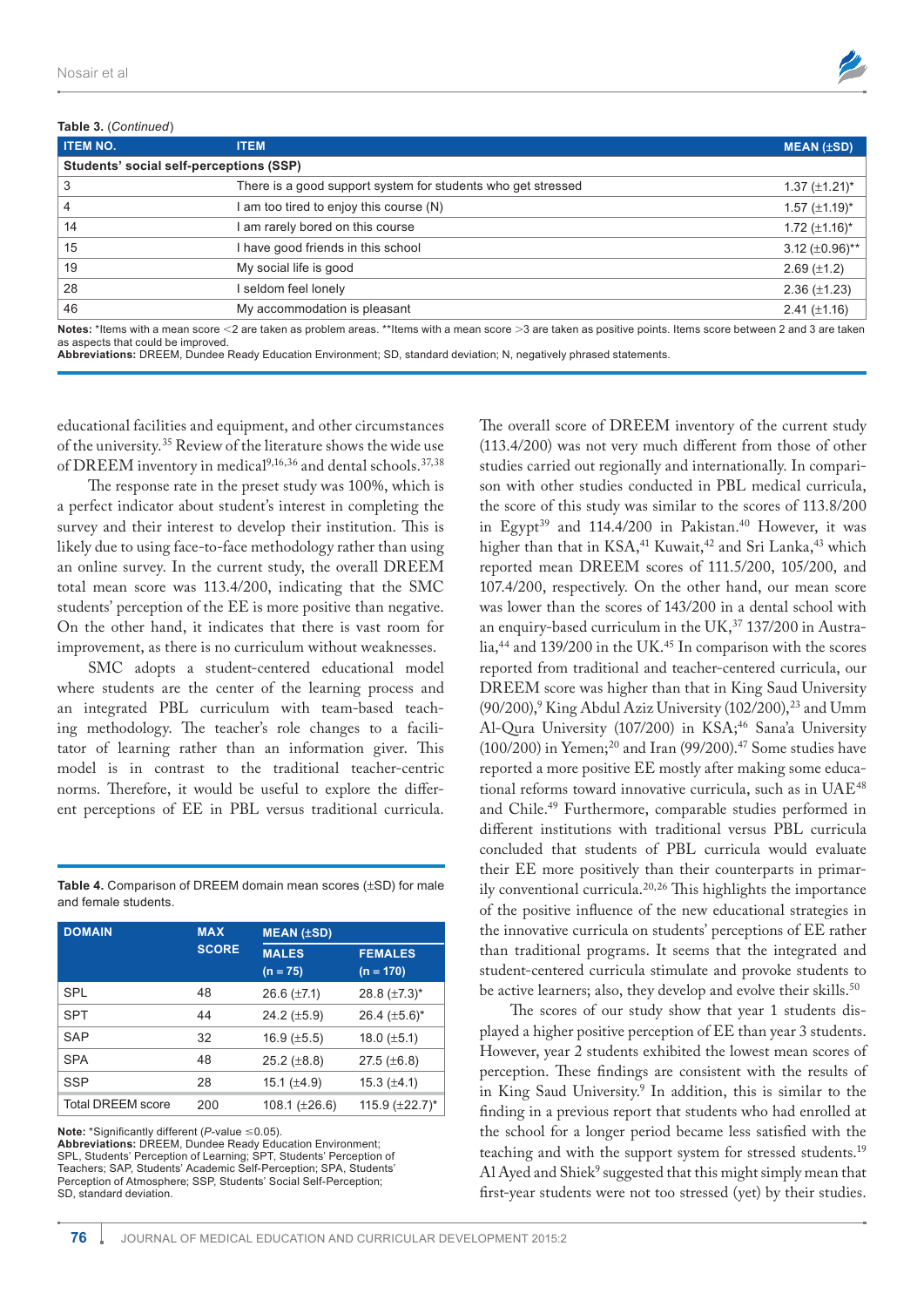**Table 3.** (*Continued*)

| ITEM NO. | ITEM | MEAN (±SD) |
|---|---|---|
| **Students' social self-perceptions (SSP)** | | |
| 3 | There is a good support system for students who get stressed | 1.37 (±1.21)* |
| 4 | I am too tired to enjoy this course (N) | 1.57 (±1.19)* |
| 14 | I am rarely bored on this course | 1.72 (±1.16)* |
| 15 | I have good friends in this school | 3.12 (±0.96)** |
| 19 | My social life is good | 2.69 (±1.2) |
| 28 | I seldom feel lonely | 2.36 (±1.23) |
| 46 | My accommodation is pleasant | 2.41 (±1.16) |

**Notes:** *Items with a mean score <2 are taken as problem areas. **Items with a mean score >3 are taken as positive points. Items score between 2 and 3 are taken as aspects that could be improved.
**Abbreviations:** DREEM, Dundee Ready Education Environment; SD, standard deviation; N, negatively phrased statements.

educational facilities and equipment, and other circumstances of the university.[35] Review of the literature shows the wide use of DREEM inventory in medical[9,16,36] and dental schools.[37,38]

The response rate in the preset study was 100%, which is a perfect indicator about student's interest in completing the survey and their interest to develop their institution. This is likely due to using face-to-face methodology rather than using an online survey. In the current study, the overall DREEM total mean score was 113.4/200, indicating that the SMC students' perception of the EE is more positive than negative. On the other hand, it indicates that there is vast room for improvement, as there is no curriculum without weaknesses.

SMC adopts a student-centered educational model where students are the center of the learning process and an integrated PBL curriculum with team-based teaching methodology. The teacher's role changes to a facilitator of learning rather than an information giver. This model is in contrast to the traditional teacher-centric norms. Therefore, it would be useful to explore the different perceptions of EE in PBL versus traditional curricula.

**Table 4.** Comparison of DREEM domain mean scores (±SD) for male and female students.

| DOMAIN | MAX SCORE | MEAN (±SD) | |
|---|---|---|---|
| | | MALES (n = 75) | FEMALES (n = 170) |
| SPL | 48 | 26.6 (±7.1) | 28.8 (±7.3)* |
| SPT | 44 | 24.2 (±5.9) | 26.4 (±5.6)* |
| SAP | 32 | 16.9 (±5.5) | 18.0 (±5.1) |
| SPA | 48 | 25.2 (±8.8) | 27.5 (±6.8) |
| SSP | 28 | 15.1 (±4.9) | 15.3 (±4.1) |
| Total DREEM score | 200 | 108.1 (±26.6) | 115.9 (±22.7)* |

**Note:** *Significantly different (*P*-value ≤0.05).
**Abbreviations:** DREEM, Dundee Ready Education Environment; SPL, Students' Perception of Learning; SPT, Students' Perception of Teachers; SAP, Students' Academic Self-Perception; SPA, Students' Perception of Atmosphere; SSP, Students' Social Self-Perception; SD, standard deviation.

The overall score of DREEM inventory of the current study (113.4/200) was not very much different from those of other studies carried out regionally and internationally. In comparison with other studies conducted in PBL medical curricula, the score of this study was similar to the scores of 113.8/200 in Egypt[39] and 114.4/200 in Pakistan.[40] However, it was higher than that in KSA,[41] Kuwait,[42] and Sri Lanka,[43] which reported mean DREEM scores of 111.5/200, 105/200, and 107.4/200, respectively. On the other hand, our mean score was lower than the scores of 143/200 in a dental school with an enquiry-based curriculum in the UK,[37] 137/200 in Australia,[44] and 139/200 in the UK.[45] In comparison with the scores reported from traditional and teacher-centered curricula, our DREEM score was higher than that in King Saud University (90/200),[9] King Abdul Aziz University (102/200),[23] and Umm Al-Qura University (107/200) in KSA;[46] Sana'a University (100/200) in Yemen;[20] and Iran (99/200).[47] Some studies have reported a more positive EE mostly after making some educational reforms toward innovative curricula, such as in UAE[48] and Chile.[49] Furthermore, comparable studies performed in different institutions with traditional versus PBL curricula concluded that students of PBL curricula would evaluate their EE more positively than their counterparts in primarily conventional curricula.[20,26] This highlights the importance of the positive influence of the new educational strategies in the innovative curricula on students' perceptions of EE rather than traditional programs. It seems that the integrated and student-centered curricula stimulate and provoke students to be active learners; also, they develop and evolve their skills.[50]

The scores of our study show that year 1 students displayed a higher positive perception of EE than year 3 students. However, year 2 students exhibited the lowest mean scores of perception. These findings are consistent with the results of in King Saud University.[9] In addition, this is similar to the finding in a previous report that students who had enrolled at the school for a longer period became less satisfied with the teaching and with the support system for stressed students.[19] Al Ayed and Shiek[9] suggested that this might simply mean that first-year students were not too stressed (yet) by their studies.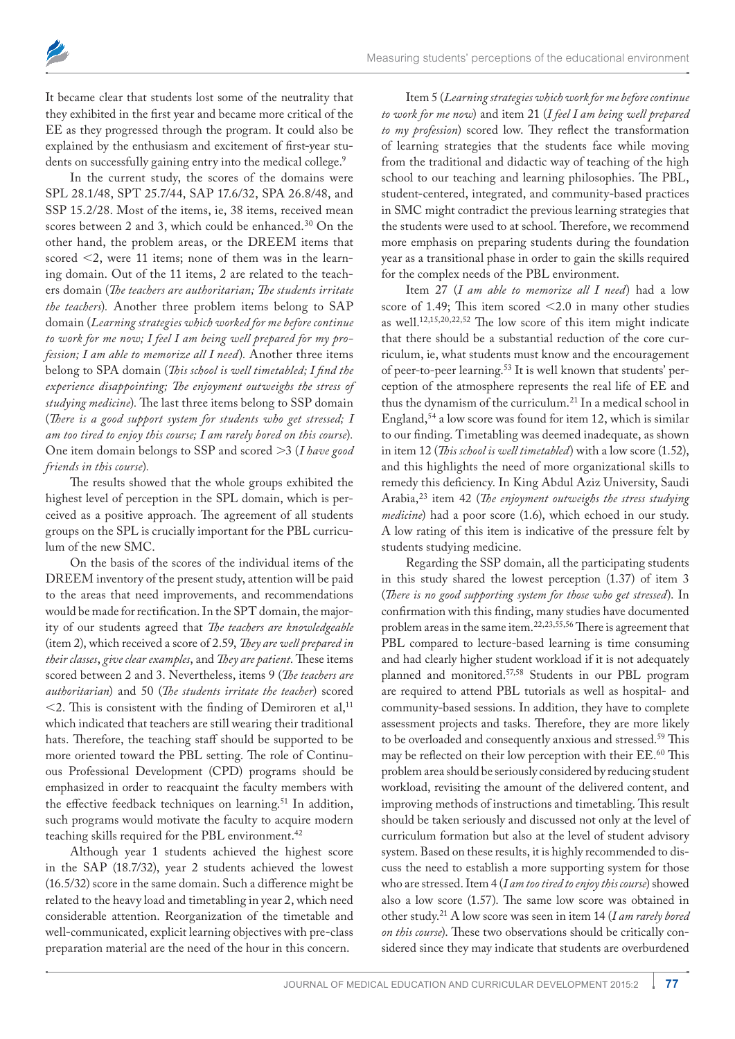It became clear that students lost some of the neutrality that they exhibited in the first year and became more critical of the EE as they progressed through the program. It could also be explained by the enthusiasm and excitement of first-year students on successfully gaining entry into the medical college.[9]

In the current study, the scores of the domains were SPL 28.1/48, SPT 25.7/44, SAP 17.6/32, SPA 26.8/48, and SSP 15.2/28. Most of the items, ie, 38 items, received mean scores between 2 and 3, which could be enhanced.[30] On the other hand, the problem areas, or the DREEM items that scored <2, were 11 items; none of them was in the learning domain. Out of the 11 items, 2 are related to the teachers domain (*The teachers are authoritarian; The students irritate the teachers*). Another three problem items belong to SAP domain (*Learning strategies which worked for me before continue to work for me now; I feel I am being well prepared for my profession; I am able to memorize all I need*). Another three items belong to SPA domain (*This school is well timetabled; I find the experience disappointing; The enjoyment outweighs the stress of studying medicine*). The last three items belong to SSP domain (*There is a good support system for students who get stressed; I am too tired to enjoy this course; I am rarely bored on this course*). One item domain belongs to SSP and scored >3 (*I have good friends in this course*).

The results showed that the whole groups exhibited the highest level of perception in the SPL domain, which is perceived as a positive approach. The agreement of all students groups on the SPL is crucially important for the PBL curriculum of the new SMC.

On the basis of the scores of the individual items of the DREEM inventory of the present study, attention will be paid to the areas that need improvements, and recommendations would be made for rectification. In the SPT domain, the majority of our students agreed that *The teachers are knowledgeable* (item 2), which received a score of 2.59, *They are well prepared in their classes*, *give clear examples*, and *They are patient*. These items scored between 2 and 3. Nevertheless, items 9 (*The teachers are authoritarian*) and 50 (*The students irritate the teacher*) scored <2. This is consistent with the finding of Demiroren et al,[11] which indicated that teachers are still wearing their traditional hats. Therefore, the teaching staff should be supported to be more oriented toward the PBL setting. The role of Continuous Professional Development (CPD) programs should be emphasized in order to reacquaint the faculty members with the effective feedback techniques on learning.[51] In addition, such programs would motivate the faculty to acquire modern teaching skills required for the PBL environment.[42]

Although year 1 students achieved the highest score in the SAP (18.7/32), year 2 students achieved the lowest (16.5/32) score in the same domain. Such a difference might be related to the heavy load and timetabling in year 2, which need considerable attention. Reorganization of the timetable and well-communicated, explicit learning objectives with pre-class preparation material are the need of the hour in this concern.

Item 5 (*Learning strategies which work for me before continue to work for me now*) and item 21 (*I feel I am being well prepared to my profession*) scored low. They reflect the transformation of learning strategies that the students face while moving from the traditional and didactic way of teaching of the high school to our teaching and learning philosophies. The PBL, student-centered, integrated, and community-based practices in SMC might contradict the previous learning strategies that the students were used to at school. Therefore, we recommend more emphasis on preparing students during the foundation year as a transitional phase in order to gain the skills required for the complex needs of the PBL environment.

Item 27 (*I am able to memorize all I need*) had a low score of 1.49; This item scored <2.0 in many other studies as well.[12,15,20,22,52] The low score of this item might indicate that there should be a substantial reduction of the core curriculum, ie, what students must know and the encouragement of peer-to-peer learning.[53] It is well known that students' perception of the atmosphere represents the real life of EE and thus the dynamism of the curriculum.[21] In a medical school in England,[54] a low score was found for item 12, which is similar to our finding. Timetabling was deemed inadequate, as shown in item 12 (*This school is well timetabled*) with a low score (1.52), and this highlights the need of more organizational skills to remedy this deficiency. In King Abdul Aziz University, Saudi Arabia,[23] item 42 (*The enjoyment outweighs the stress studying medicine*) had a poor score (1.6), which echoed in our study. A low rating of this item is indicative of the pressure felt by students studying medicine.

Regarding the SSP domain, all the participating students in this study shared the lowest perception (1.37) of item 3 (*There is no good supporting system for those who get stressed*). In confirmation with this finding, many studies have documented problem areas in the same item.[22,23,55,56] There is agreement that PBL compared to lecture-based learning is time consuming and had clearly higher student workload if it is not adequately planned and monitored.[57,58] Students in our PBL program are required to attend PBL tutorials as well as hospital- and community-based sessions. In addition, they have to complete assessment projects and tasks. Therefore, they are more likely to be overloaded and consequently anxious and stressed.[59] This may be reflected on their low perception with their EE.[60] This problem area should be seriously considered by reducing student workload, revisiting the amount of the delivered content, and improving methods of instructions and timetabling. This result should be taken seriously and discussed not only at the level of curriculum formation but also at the level of student advisory system. Based on these results, it is highly recommended to discuss the need to establish a more supporting system for those who are stressed. Item 4 (*I am too tired to enjoy this course*) showed also a low score (1.57). The same low score was obtained in other study.[21] A low score was seen in item 14 (*I am rarely bored on this course*). These two observations should be critically considered since they may indicate that students are overburdened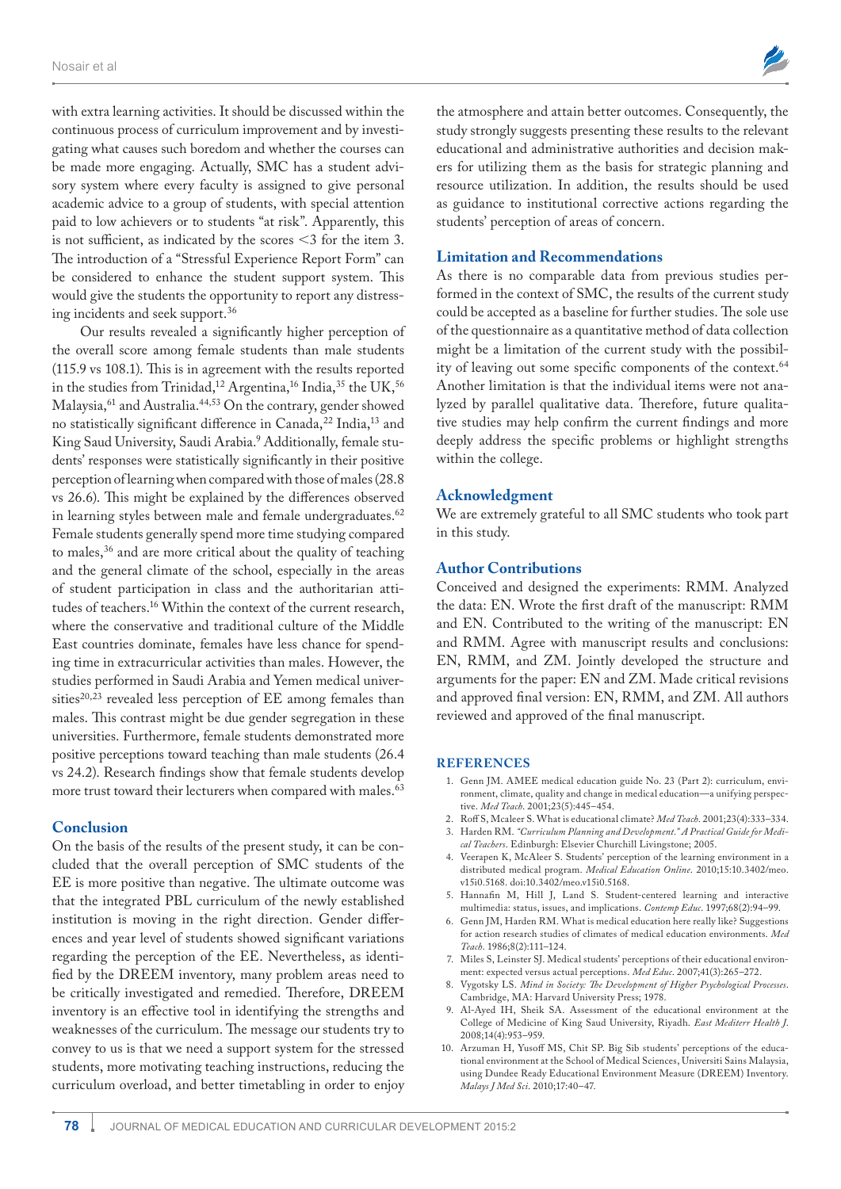with extra learning activities. It should be discussed within the continuous process of curriculum improvement and by investigating what causes such boredom and whether the courses can be made more engaging. Actually, SMC has a student advisory system where every faculty is assigned to give personal academic advice to a group of students, with special attention paid to low achievers or to students "at risk". Apparently, this is not sufficient, as indicated by the scores <3 for the item 3. The introduction of a "Stressful Experience Report Form" can be considered to enhance the student support system. This would give the students the opportunity to report any distressing incidents and seek support.[36]

Our results revealed a significantly higher perception of the overall score among female students than male students (115.9 vs 108.1). This is in agreement with the results reported in the studies from Trinidad,[12] Argentina,[16] India,[35] the UK,[56] Malaysia,[61] and Australia.[44,53] On the contrary, gender showed no statistically significant difference in Canada,[22] India,[13] and King Saud University, Saudi Arabia.[9] Additionally, female students' responses were statistically significantly in their positive perception of learning when compared with those of males (28.8 vs 26.6). This might be explained by the differences observed in learning styles between male and female undergraduates.[62] Female students generally spend more time studying compared to males,[36] and are more critical about the quality of teaching and the general climate of the school, especially in the areas of student participation in class and the authoritarian attitudes of teachers.[16] Within the context of the current research, where the conservative and traditional culture of the Middle East countries dominate, females have less chance for spending time in extracurricular activities than males. However, the studies performed in Saudi Arabia and Yemen medical universities[20,23] revealed less perception of EE among females than males. This contrast might be due gender segregation in these universities. Furthermore, female students demonstrated more positive perceptions toward teaching than male students (26.4 vs 24.2). Research findings show that female students develop more trust toward their lecturers when compared with males.[63]

## Conclusion

On the basis of the results of the present study, it can be concluded that the overall perception of SMC students of the EE is more positive than negative. The ultimate outcome was that the integrated PBL curriculum of the newly established institution is moving in the right direction. Gender differences and year level of students showed significant variations regarding the perception of the EE. Nevertheless, as identified by the DREEM inventory, many problem areas need to be critically investigated and remedied. Therefore, DREEM inventory is an effective tool in identifying the strengths and weaknesses of the curriculum. The message our students try to convey to us is that we need a support system for the stressed students, more motivating teaching instructions, reducing the curriculum overload, and better timetabling in order to enjoy the atmosphere and attain better outcomes. Consequently, the study strongly suggests presenting these results to the relevant educational and administrative authorities and decision makers for utilizing them as the basis for strategic planning and resource utilization. In addition, the results should be used as guidance to institutional corrective actions regarding the students' perception of areas of concern.

## Limitation and Recommendations

As there is no comparable data from previous studies performed in the context of SMC, the results of the current study could be accepted as a baseline for further studies. The sole use of the questionnaire as a quantitative method of data collection might be a limitation of the current study with the possibility of leaving out some specific components of the context.[64] Another limitation is that the individual items were not analyzed by parallel qualitative data. Therefore, future qualitative studies may help confirm the current findings and more deeply address the specific problems or highlight strengths within the college.

## Acknowledgment

We are extremely grateful to all SMC students who took part in this study.

## Author Contributions

Conceived and designed the experiments: RMM. Analyzed the data: EN. Wrote the first draft of the manuscript: RMM and EN. Contributed to the writing of the manuscript: EN and RMM. Agree with manuscript results and conclusions: EN, RMM, and ZM. Jointly developed the structure and arguments for the paper: EN and ZM. Made critical revisions and approved final version: EN, RMM, and ZM. All authors reviewed and approved of the final manuscript.

## REFERENCES

1. Genn JM. AMEE medical education guide No. 23 (Part 2): curriculum, environment, climate, quality and change in medical education—a unifying perspective. *Med Teach*. 2001;23(5):445–454.
2. Roff S, Mcaleer S. What is educational climate? *Med Teach*. 2001;23(4):333–334.
3. Harden RM. *"Curriculum Planning and Development." A Practical Guide for Medical Teachers*. Edinburgh: Elsevier Churchill Livingstone; 2005.
4. Veerapen K, McAleer S. Students' perception of the learning environment in a distributed medical program. *Medical Education Online*. 2010;15:10.3402/meo.v15i0.5168. doi:10.3402/meo.v15i0.5168.
5. Hannafin M, Hill J, Land S. Student-centered learning and interactive multimedia: status, issues, and implications. *Contemp Educ*. 1997;68(2):94–99.
6. Genn JM, Harden RM. What is medical education here really like? Suggestions for action research studies of climates of medical education environments. *Med Teach*. 1986;8(2):111–124.
7. Miles S, Leinster SJ. Medical students' perceptions of their educational environment: expected versus actual perceptions. *Med Educ*. 2007;41(3):265–272.
8. Vygotsky LS. *Mind in Society: The Development of Higher Psychological Processes*. Cambridge, MA: Harvard University Press; 1978.
9. Al-Ayed IH, Sheik SA. Assessment of the educational environment at the College of Medicine of King Saud University, Riyadh. *East Mediterr Health J*. 2008;14(4):953–959.
10. Arzuman H, Yusoff MS, Chit SP. Big Sib students' perceptions of the educational environment at the School of Medical Sciences, Universiti Sains Malaysia, using Dundee Ready Educational Environment Measure (DREEM) Inventory. *Malays J Med Sci*. 2010;17:40–47.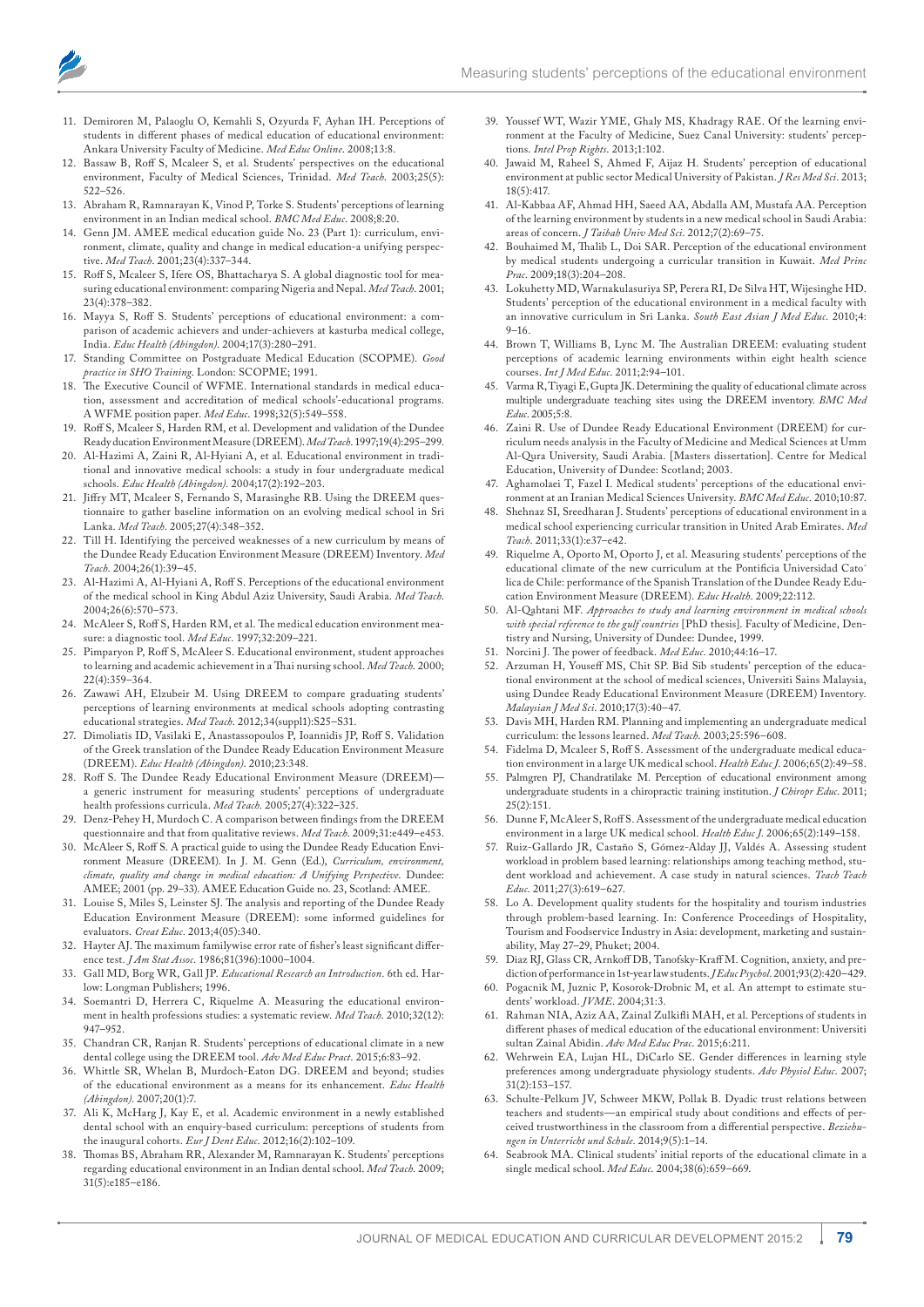11. Demiroren M, Palaoglu O, Kemahli S, Ozyurda F, Ayhan IH. Perceptions of students in different phases of medical education of educational environment: Ankara University Faculty of Medicine. *Med Educ Online*. 2008;13:8.
12. Bassaw B, Roff S, Mcaleer S, et al. Students' perspectives on the educational environment, Faculty of Medical Sciences, Trinidad. *Med Teach.* 2003;25(5): 522–526.
13. Abraham R, Ramnarayan K, Vinod P, Torke S. Students' perceptions of learning environment in an Indian medical school. *BMC Med Educ*. 2008;8:20.
14. Genn JM. AMEE medical education guide No. 23 (Part 1): curriculum, environment, climate, quality and change in medical education-a unifying perspective. *Med Teach*. 2001;23(4):337–344.
15. Roff S, Mcaleer S, Ifere OS, Bhattacharya S. A global diagnostic tool for measuring educational environment: comparing Nigeria and Nepal. *Med Teach*. 2001; 23(4):378–382.
16. Mayya S, Roff S. Students' perceptions of educational environment: a comparison of academic achievers and under-achievers at kasturba medical college, India. *Educ Health (Abingdon)*. 2004;17(3):280–291.
17. Standing Committee on Postgraduate Medical Education (SCOPME). *Good practice in SHO Training*. London: SCOPME; 1991.
18. The Executive Council of WFME. International standards in medical education, assessment and accreditation of medical schools'-educational programs. A WFME position paper. *Med Educ*. 1998;32(5):549–558.
19. Roff S, Mcaleer S, Harden RM, et al. Development and validation of the Dundee Ready ducation Environment Measure (DREEM). *Med Teach.* 1997;19(4):295–299.
20. Al-Hazimi A, Zaini R, Al-Hyiani A, et al. Educational environment in traditional and innovative medical schools: a study in four undergraduate medical schools. *Educ Health (Abingdon)*. 2004;17(2):192–203.
21. Jiffry MT, Mcaleer S, Fernando S, Marasinghe RB. Using the DREEM questionnaire to gather baseline information on an evolving medical school in Sri Lanka. *Med Teach*. 2005;27(4):348–352.
22. Till H. Identifying the perceived weaknesses of a new curriculum by means of the Dundee Ready Education Environment Measure (DREEM) Inventory. *Med Teach*. 2004;26(1):39–45.
23. Al-Hazimi A, Al-Hyiani A, Roff S. Perceptions of the educational environment of the medical school in King Abdul Aziz University, Saudi Arabia. *Med Teach.* 2004;26(6):570–573.
24. McAleer S, Roff S, Harden RM, et al. The medical education environment measure: a diagnostic tool. *Med Educ*. 1997;32:209–221.
25. Pimparyon P, Roff S, McAleer S. Educational environment, student approaches to learning and academic achievement in a Thai nursing school. *Med Teach*. 2000; 22(4):359–364.
26. Zawawi AH, Elzubeir M. Using DREEM to compare graduating students' perceptions of learning environments at medical schools adopting contrasting educational strategies. *Med Teach*. 2012;34(suppl1):S25–S31.
27. Dimoliatis ID, Vasilaki E, Anastassopoulos P, Ioannidis JP, Roff S. Validation of the Greek translation of the Dundee Ready Education Environment Measure (DREEM). *Educ Health (Abingdon)*. 2010;23:348.
28. Roff S. The Dundee Ready Educational Environment Measure (DREEM)— a generic instrument for measuring students' perceptions of undergraduate health professions curricula. *Med Teach.* 2005;27(4):322–325.
29. Denz-Pehey H, Murdoch C. A comparison between findings from the DREEM questionnaire and that from qualitative reviews. *Med Teach.* 2009;31:e449–e453.
30. McAleer S, Roff S. A practical guide to using the Dundee Ready Education Environment Measure (DREEM). In J. M. Genn (Ed.), *Curriculum, environment, climate, quality and change in medical education: A Unifying Perspective*. Dundee: AMEE; 2001 (pp. 29–33). AMEE Education Guide no. 23, Scotland: AMEE.
31. Louise S, Miles S, Leinster SJ. The analysis and reporting of the Dundee Ready Education Environment Measure (DREEM): some informed guidelines for evaluators. *Creat Educ*. 2013;4(05):340.
32. Hayter AJ. The maximum familywise error rate of fisher's least significant difference test. *J Am Stat Assoc*. 1986;81(396):1000–1004.
33. Gall MD, Borg WR, Gall JP. *Educational Research an Introduction*. 6th ed. Harlow: Longman Publishers; 1996.
34. Soemantri D, Herrera C, Riquelme A. Measuring the educational environment in health professions studies: a systematic review. *Med Teach.* 2010;32(12): 947–952.
35. Chandran CR, Ranjan R. Students' perceptions of educational climate in a new dental college using the DREEM tool. *Adv Med Educ Pract*. 2015;6:83–92.
36. Whittle SR, Whelan B, Murdoch-Eaton DG. DREEM and beyond; studies of the educational environment as a means for its enhancement. *Educ Health (Abingdon)*. 2007;20(1):7.
37. Ali K, McHarg J, Kay E, et al. Academic environment in a newly established dental school with an enquiry-based curriculum: perceptions of students from the inaugural cohorts. *Eur J Dent Educ*. 2012;16(2):102–109.
38. Thomas BS, Abraham RR, Alexander M, Ramnarayan K. Students' perceptions regarding educational environment in an Indian dental school. *Med Teach*. 2009; 31(5):e185–e186.
39. Youssef WT, Wazir YME, Ghaly MS, Khadragy RAE. Of the learning environment at the Faculty of Medicine, Suez Canal University: students' perceptions. *Intel Prop Rights*. 2013;1:102.
40. Jawaid M, Raheel S, Ahmed F, Aijaz H. Students' perception of educational environment at public sector Medical University of Pakistan. *J Res Med Sci*. 2013; 18(5):417.
41. Al-Kabbaa AF, Ahmad HH, Saeed AA, Abdalla AM, Mustafa AA. Perception of the learning environment by students in a new medical school in Saudi Arabia: areas of concern. *J Taibah Univ Med Sci*. 2012;7(2):69–75.
42. Bouhaimed M, Thalib L, Doi SAR. Perception of the educational environment by medical students undergoing a curricular transition in Kuwait. *Med Princ Prac*. 2009;18(3):204–208.
43. Lokuhetty MD, Warnakulasuriya SP, Perera RI, De Silva HT, Wijesinghe HD. Students' perception of the educational environment in a medical faculty with an innovative curriculum in Sri Lanka. *South East Asian J Med Educ*. 2010;4: 9–16.
44. Brown T, Williams B, Lync M. The Australian DREEM: evaluating student perceptions of academic learning environments within eight health science courses. *Int J Med Educ*. 2011;2:94–101.
45. Varma R, Tiyagi E, Gupta JK. Determining the quality of educational climate across multiple undergraduate teaching sites using the DREEM inventory. *BMC Med Educ*. 2005;5:8.
46. Zaini R. Use of Dundee Ready Educational Environment (DREEM) for curriculum needs analysis in the Faculty of Medicine and Medical Sciences at Umm Al-Qura University, Saudi Arabia. [Masters dissertation]. Centre for Medical Education, University of Dundee: Scotland; 2003.
47. Aghamolaei T, Fazel I. Medical students' perceptions of the educational environment at an Iranian Medical Sciences University. *BMC Med Educ*. 2010;10:87.
48. Shehnaz SI, Sreedharan J. Students' perceptions of educational environment in a medical school experiencing curricular transition in United Arab Emirates. *Med Teach*. 2011;33(1):e37–e42.
49. Riquelme A, Oporto M, Oporto J, et al. Measuring students' perceptions of the educational climate of the new curriculum at the Pontificia Universidad Cato´lica de Chile: performance of the Spanish Translation of the Dundee Ready Education Environment Measure (DREEM). *Educ Health*. 2009;22:112.
50. Al-Qahtani MF. *Approaches to study and learning environment in medical schools with special reference to the gulf countries* [PhD thesis]. Faculty of Medicine, Dentistry and Nursing, University of Dundee: Dundee, 1999.
51. Norcini J. The power of feedback. *Med Educ*. 2010;44:16–17.
52. Arzuman H, Youseff MS, Chit SP. Bid Sib students' perception of the educational environment at the school of medical sciences, Universiti Sains Malaysia, using Dundee Ready Educational Environment Measure (DREEM) Inventory. *Malaysian J Med Sci*. 2010;17(3):40–47.
53. Davis MH, Harden RM. Planning and implementing an undergraduate medical curriculum: the lessons learned. *Med Teach.* 2003;25:596–608.
54. Fidelma D, Mcaleer S, Roff S. Assessment of the undergraduate medical education environment in a large UK medical school. *Health Educ J*. 2006;65(2):49–58.
55. Palmgren PJ, Chandratilake M. Perception of educational environment among undergraduate students in a chiropractic training institution. *J Chiropr Educ*. 2011; 25(2):151.
56. Dunne F, McAleer S, Roff S. Assessment of the undergraduate medical education environment in a large UK medical school. *Health Educ J.* 2006;65(2):149–158.
57. Ruiz-Gallardo JR, Castaño S, Gómez-Alday JJ, Valdés A. Assessing student workload in problem based learning: relationships among teaching method, student workload and achievement. A case study in natural sciences. *Teach Teach Educ*. 2011;27(3):619–627.
58. Lo A. Development quality students for the hospitality and tourism industries through problem-based learning. In: Conference Proceedings of Hospitality, Tourism and Foodservice Industry in Asia: development, marketing and sustainability, May 27–29, Phuket; 2004.
59. Diaz RJ, Glass CR, Arnkoff DB, Tanofsky-Kraff M. Cognition, anxiety, and prediction of performance in 1st-year law students. *J Educ Psychol*. 2001;93(2):420–429.
60. Pogacnik M, Juznic P, Kosorok-Drobnic M, et al. An attempt to estimate students' workload. *JVME*. 2004;31:3.
61. Rahman NIA, Aziz AA, Zainal Zulkifli MAH, et al. Perceptions of students in different phases of medical education of the educational environment: Universiti sultan Zainal Abidin. *Adv Med Educ Prac*. 2015;6:211.
62. Wehrwein EA, Lujan HL, DiCarlo SE. Gender differences in learning style preferences among undergraduate physiology students. *Adv Physiol Educ*. 2007; 31(2):153–157.
63. Schulte-Pelkum JV, Schweer MKW, Pollak B. Dyadic trust relations between teachers and students—an empirical study about conditions and effects of perceived trustworthiness in the classroom from a differential perspective. *Beziehungen in Unterricht und Schule*. 2014;9(5):1–14.
64. Seabrook MA. Clinical students' initial reports of the educational climate in a single medical school. *Med Educ.* 2004;38(6):659–669.